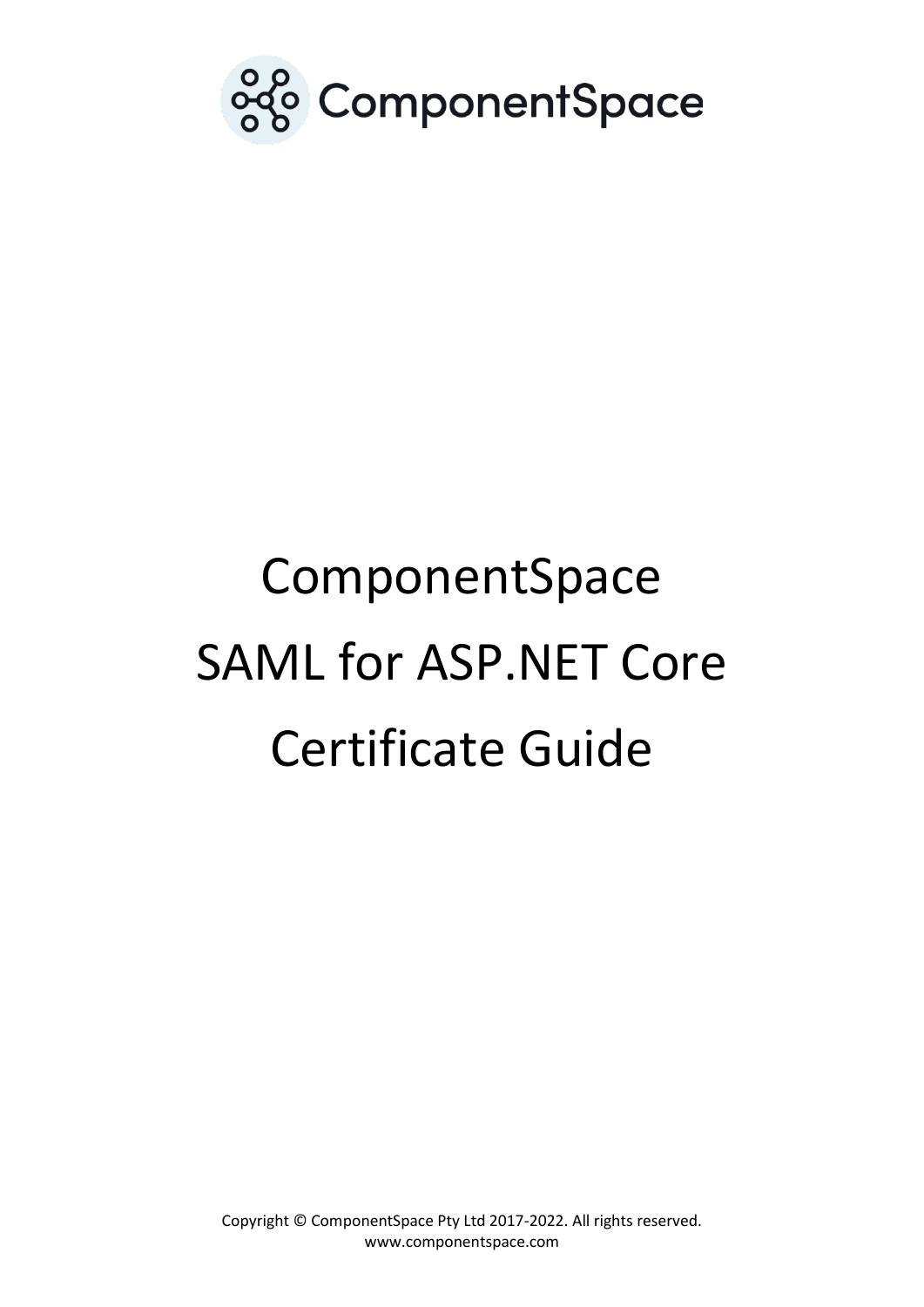ComponentSpace

# ComponentSpace SAML for ASP.NET Core Certificate Guide

Copyright © ComponentSpace Pty Ltd 2017-2022. All rights reserved.
www.componentspace.com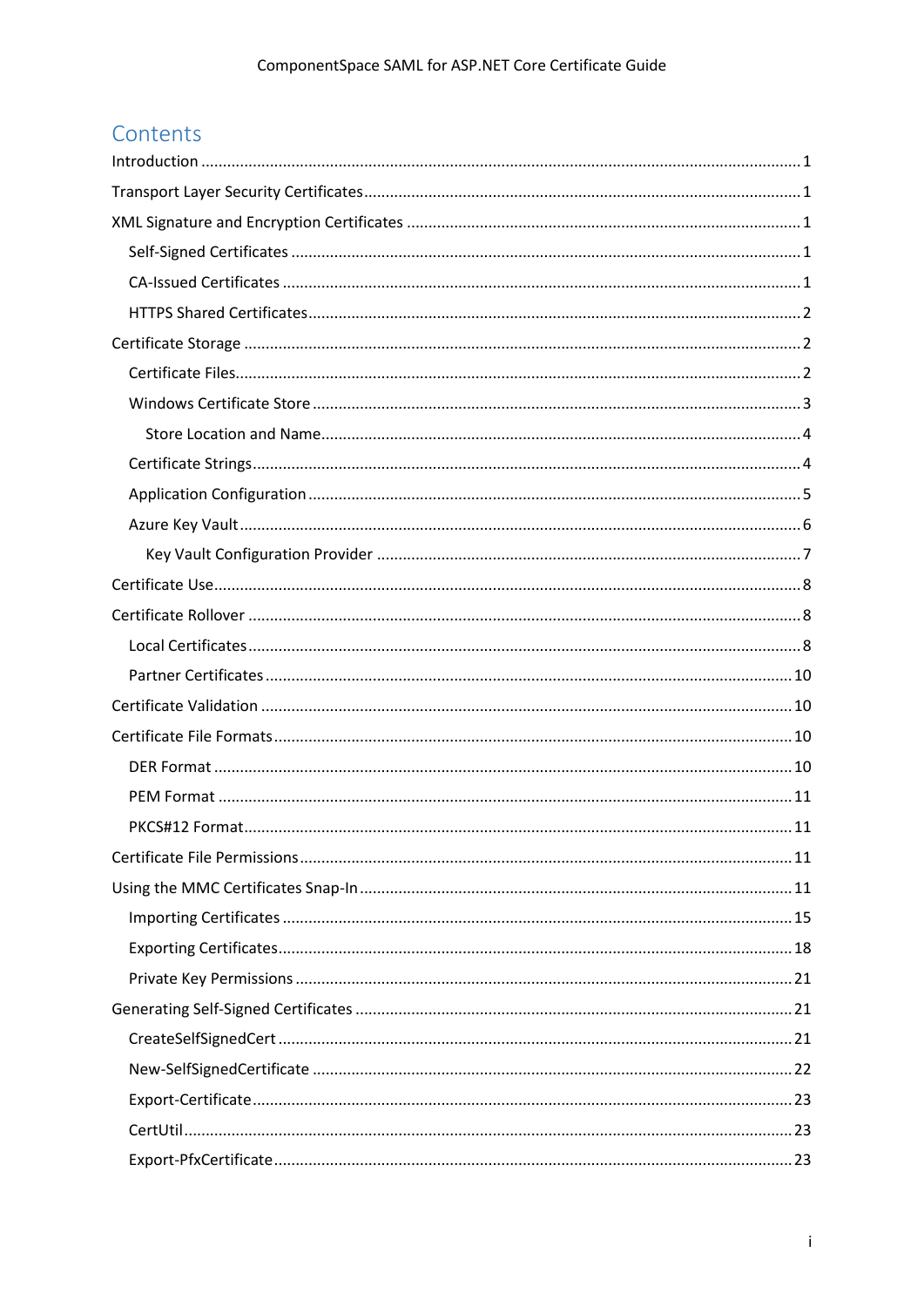# Contents

- Introduction ..... 1
- Transport Layer Security Certificates ..... 1
- XML Signature and Encryption Certificates ..... 1
  - Self-Signed Certificates ..... 1
  - CA-Issued Certificates ..... 1
  - HTTPS Shared Certificates ..... 2
- Certificate Storage ..... 2
  - Certificate Files ..... 2
  - Windows Certificate Store ..... 3
    - Store Location and Name ..... 4
  - Certificate Strings ..... 4
  - Application Configuration ..... 5
  - Azure Key Vault ..... 6
    - Key Vault Configuration Provider ..... 7
- Certificate Use ..... 8
- Certificate Rollover ..... 8
  - Local Certificates ..... 8
  - Partner Certificates ..... 10
- Certificate Validation ..... 10
- Certificate File Formats ..... 10
  - DER Format ..... 10
  - PEM Format ..... 11
  - PKCS#12 Format ..... 11
- Certificate File Permissions ..... 11
- Using the MMC Certificates Snap-In ..... 11
  - Importing Certificates ..... 15
  - Exporting Certificates ..... 18
  - Private Key Permissions ..... 21
- Generating Self-Signed Certificates ..... 21
  - CreateSelfSignedCert ..... 21
  - New-SelfSignedCertificate ..... 22
  - Export-Certificate ..... 23
  - CertUtil ..... 23
  - Export-PfxCertificate ..... 23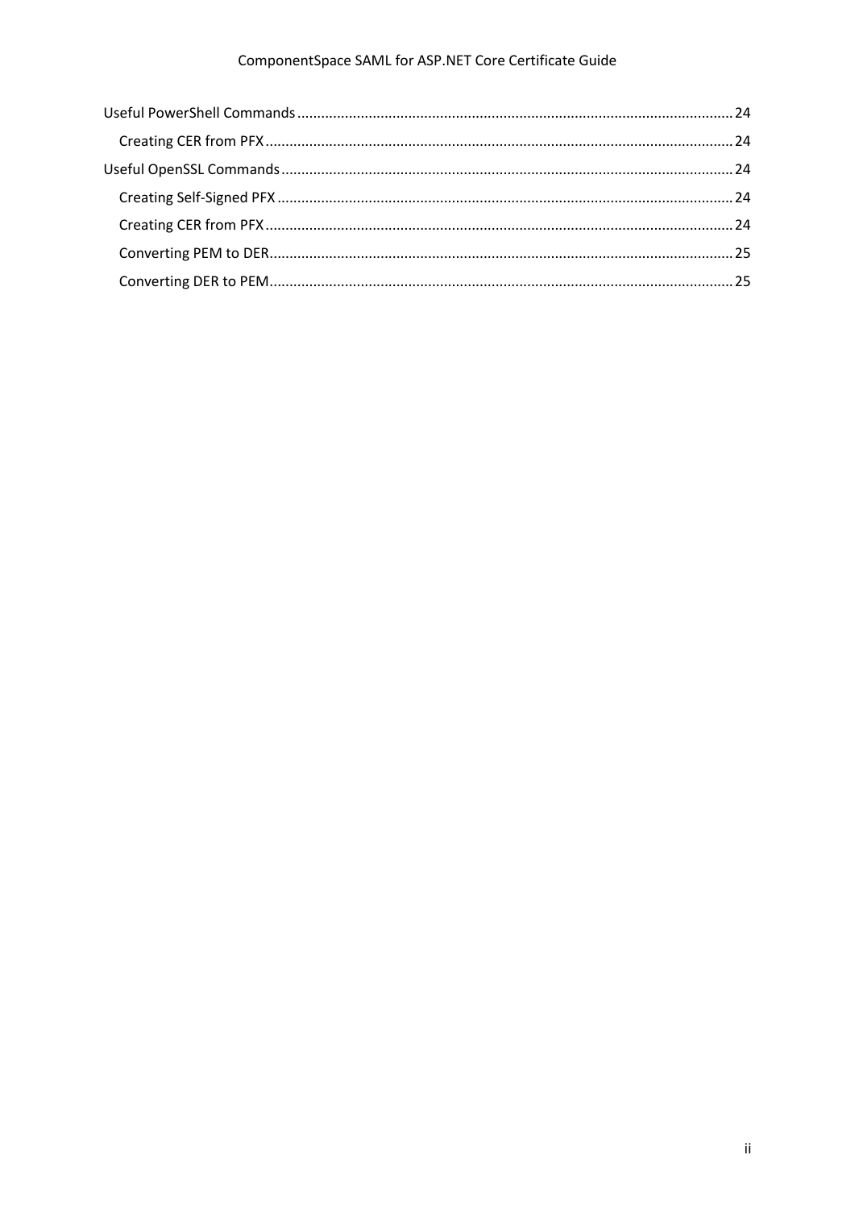- Useful PowerShell Commands ... 24
  - Creating CER from PFX ... 24
- Useful OpenSSL Commands ... 24
  - Creating Self-Signed PFX ... 24
  - Creating CER from PFX ... 24
  - Converting PEM to DER ... 25
  - Converting DER to PEM ... 25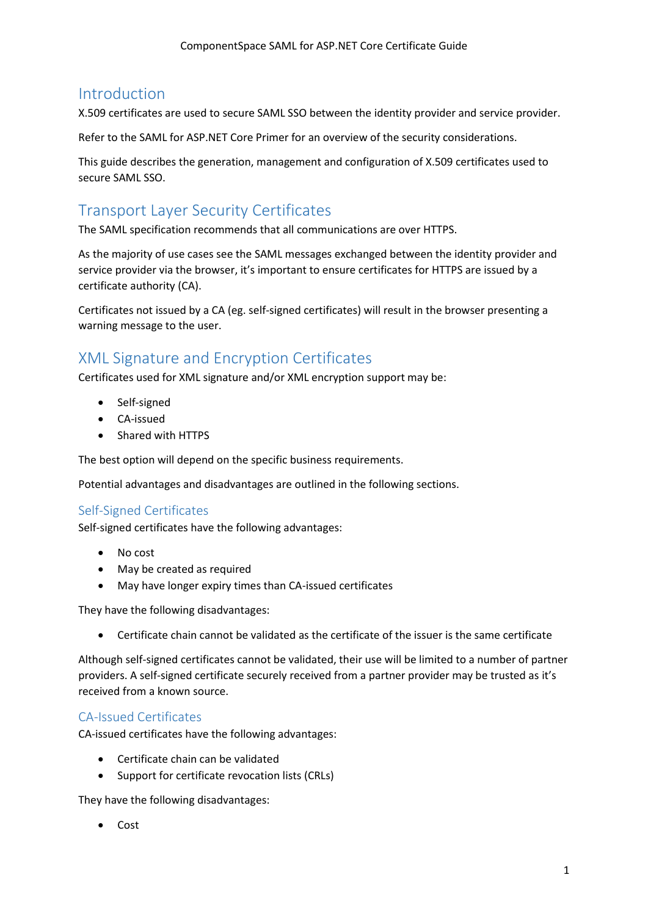# Introduction

X.509 certificates are used to secure SAML SSO between the identity provider and service provider.

Refer to the SAML for ASP.NET Core Primer for an overview of the security considerations.

This guide describes the generation, management and configuration of X.509 certificates used to secure SAML SSO.

# Transport Layer Security Certificates

The SAML specification recommends that all communications are over HTTPS.

As the majority of use cases see the SAML messages exchanged between the identity provider and service provider via the browser, it's important to ensure certificates for HTTPS are issued by a certificate authority (CA).

Certificates not issued by a CA (eg. self-signed certificates) will result in the browser presenting a warning message to the user.

# XML Signature and Encryption Certificates

Certificates used for XML signature and/or XML encryption support may be:

- Self-signed
- CA-issued
- Shared with HTTPS

The best option will depend on the specific business requirements.

Potential advantages and disadvantages are outlined in the following sections.

## Self-Signed Certificates

Self-signed certificates have the following advantages:

- No cost
- May be created as required
- May have longer expiry times than CA-issued certificates

They have the following disadvantages:

- Certificate chain cannot be validated as the certificate of the issuer is the same certificate

Although self-signed certificates cannot be validated, their use will be limited to a number of partner providers. A self-signed certificate securely received from a partner provider may be trusted as it's received from a known source.

## CA-Issued Certificates

CA-issued certificates have the following advantages:

- Certificate chain can be validated
- Support for certificate revocation lists (CRLs)

They have the following disadvantages:

- Cost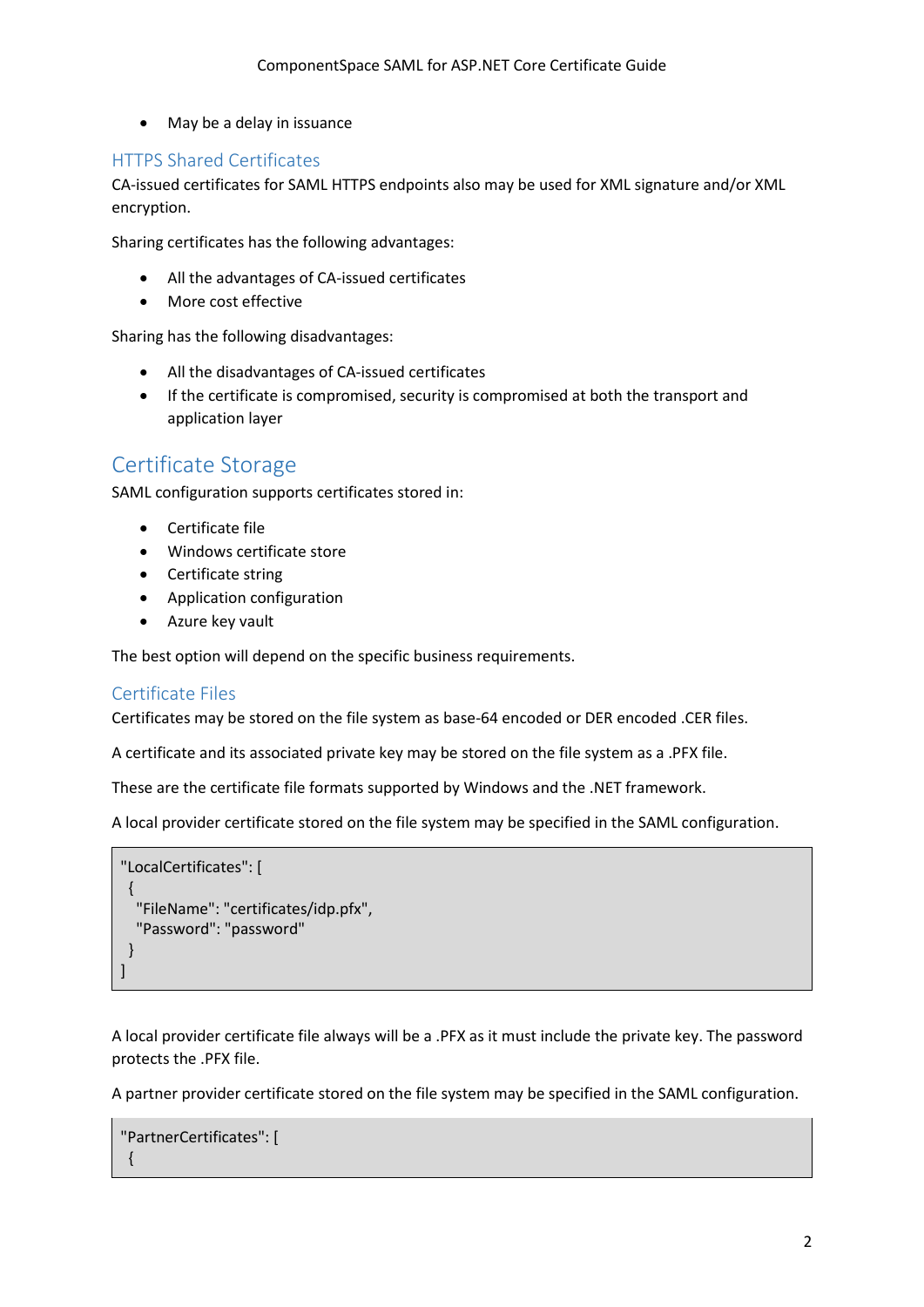- May be a delay in issuance

### HTTPS Shared Certificates

CA-issued certificates for SAML HTTPS endpoints also may be used for XML signature and/or XML encryption.

Sharing certificates has the following advantages:

- All the advantages of CA-issued certificates
- More cost effective

Sharing has the following disadvantages:

- All the disadvantages of CA-issued certificates
- If the certificate is compromised, security is compromised at both the transport and application layer

## Certificate Storage

SAML configuration supports certificates stored in:

- Certificate file
- Windows certificate store
- Certificate string
- Application configuration
- Azure key vault

The best option will depend on the specific business requirements.

### Certificate Files

Certificates may be stored on the file system as base-64 encoded or DER encoded .CER files.

A certificate and its associated private key may be stored on the file system as a .PFX file.

These are the certificate file formats supported by Windows and the .NET framework.

A local provider certificate stored on the file system may be specified in the SAML configuration.

```
"LocalCertificates": [
  {
    "FileName": "certificates/idp.pfx",
    "Password": "password"
  }
]
```

A local provider certificate file always will be a .PFX as it must include the private key. The password protects the .PFX file.

A partner provider certificate stored on the file system may be specified in the SAML configuration.

```
"PartnerCertificates": [
  {
```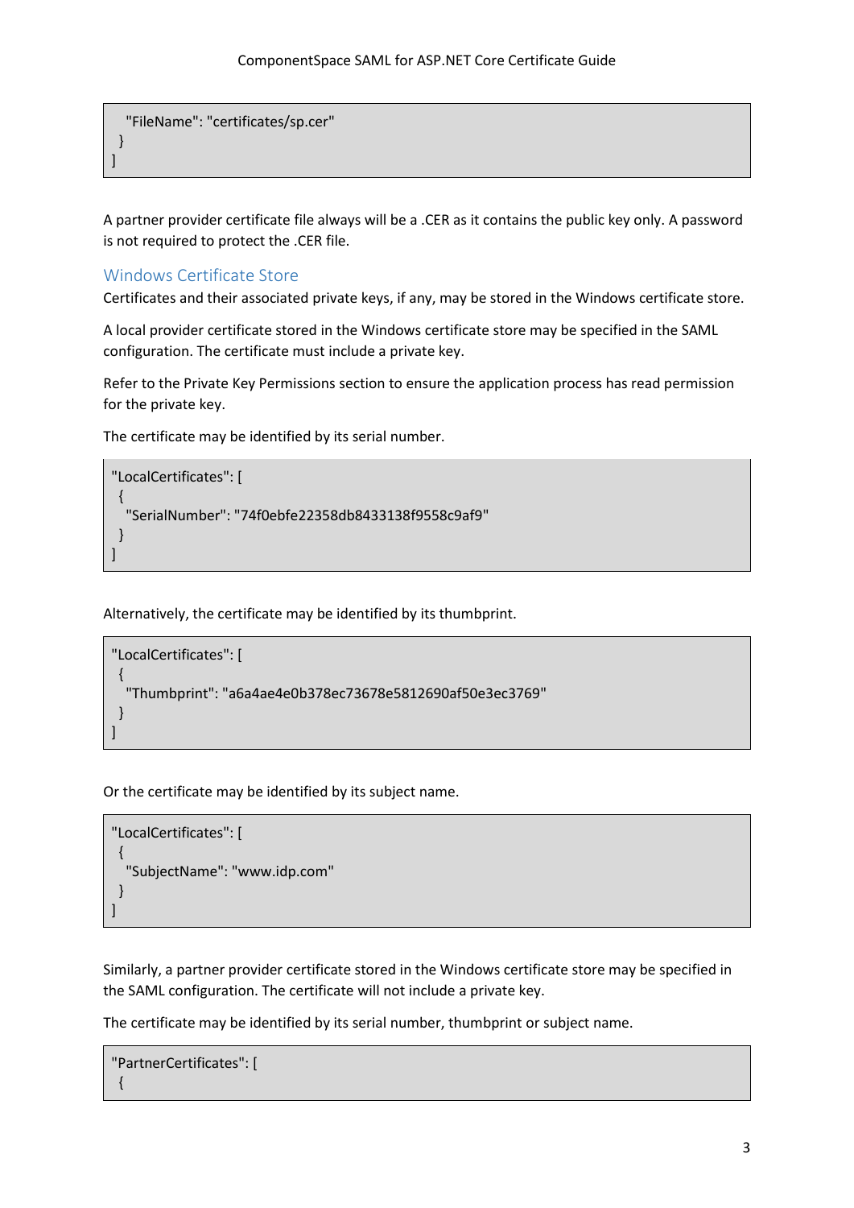```
    "FileName": "certificates/sp.cer"
  }
]
```

A partner provider certificate file always will be a .CER as it contains the public key only. A password is not required to protect the .CER file.

## Windows Certificate Store

Certificates and their associated private keys, if any, may be stored in the Windows certificate store.

A local provider certificate stored in the Windows certificate store may be specified in the SAML configuration. The certificate must include a private key.

Refer to the Private Key Permissions section to ensure the application process has read permission for the private key.

The certificate may be identified by its serial number.

```
"LocalCertificates": [
  {
    "SerialNumber": "74f0ebfe22358db8433138f9558c9af9"
  }
]
```

Alternatively, the certificate may be identified by its thumbprint.

```
"LocalCertificates": [
  {
    "Thumbprint": "a6a4ae4e0b378ec73678e5812690af50e3ec3769"
  }
]
```

Or the certificate may be identified by its subject name.

```
"LocalCertificates": [
  {
    "SubjectName": "www.idp.com"
  }
]
```

Similarly, a partner provider certificate stored in the Windows certificate store may be specified in the SAML configuration. The certificate will not include a private key.

The certificate may be identified by its serial number, thumbprint or subject name.

```
"PartnerCertificates": [
  {
```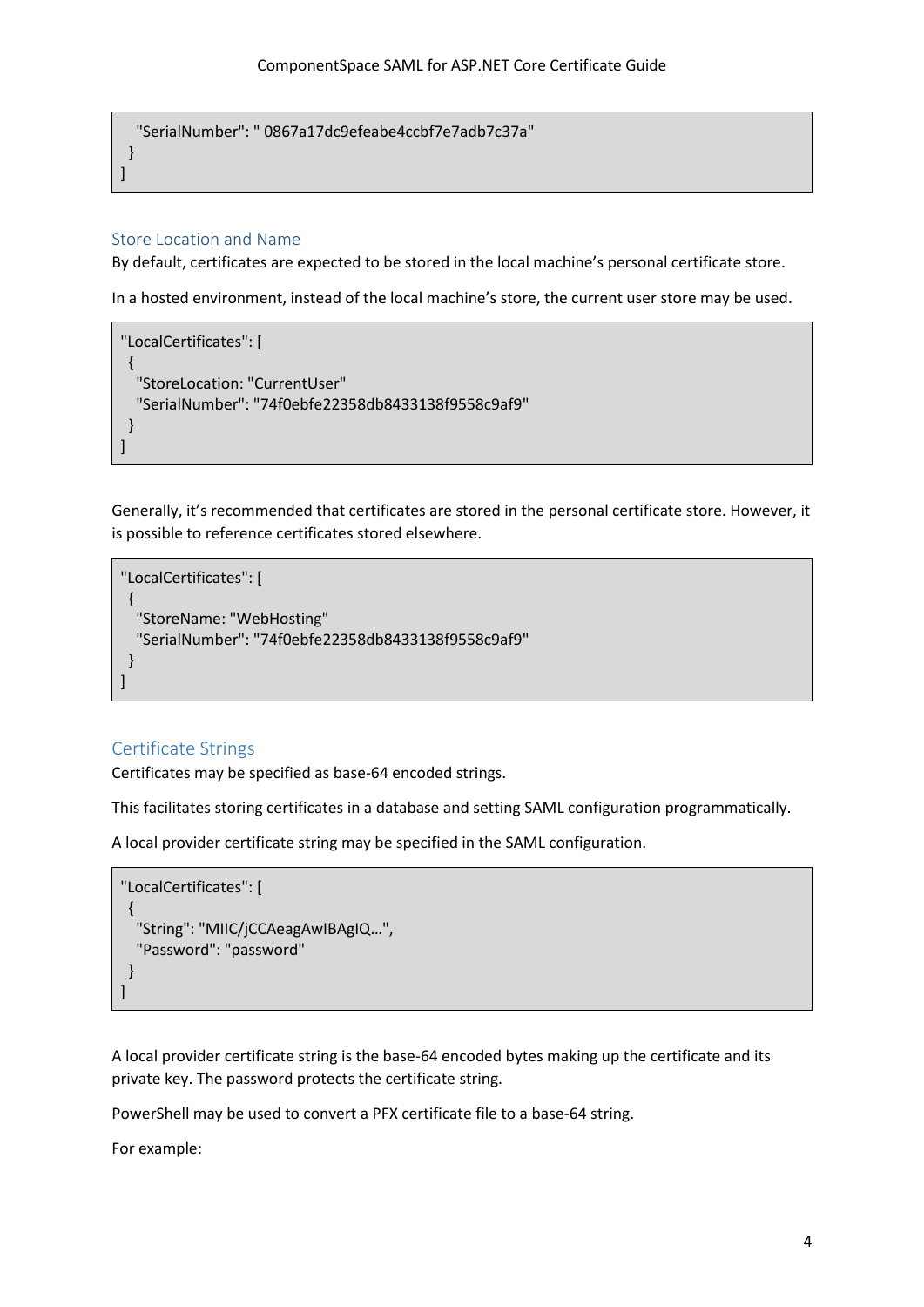```
    "SerialNumber": " 0867a17dc9efeabe4ccbf7e7adb7c37a"
  }
]
```

### Store Location and Name

By default, certificates are expected to be stored in the local machine's personal certificate store.

In a hosted environment, instead of the local machine's store, the current user store may be used.

```
"LocalCertificates": [
  {
    "StoreLocation: "CurrentUser"
    "SerialNumber": "74f0ebfe22358db8433138f9558c9af9"
  }
]
```

Generally, it's recommended that certificates are stored in the personal certificate store. However, it is possible to reference certificates stored elsewhere.

```
"LocalCertificates": [
  {
    "StoreName: "WebHosting"
    "SerialNumber": "74f0ebfe22358db8433138f9558c9af9"
  }
]
```

### Certificate Strings

Certificates may be specified as base-64 encoded strings.

This facilitates storing certificates in a database and setting SAML configuration programmatically.

A local provider certificate string may be specified in the SAML configuration.

```
"LocalCertificates": [
  {
    "String": "MIIC/jCCAeagAwIBAgIQ…",
    "Password": "password"
  }
]
```

A local provider certificate string is the base-64 encoded bytes making up the certificate and its private key. The password protects the certificate string.

PowerShell may be used to convert a PFX certificate file to a base-64 string.

For example: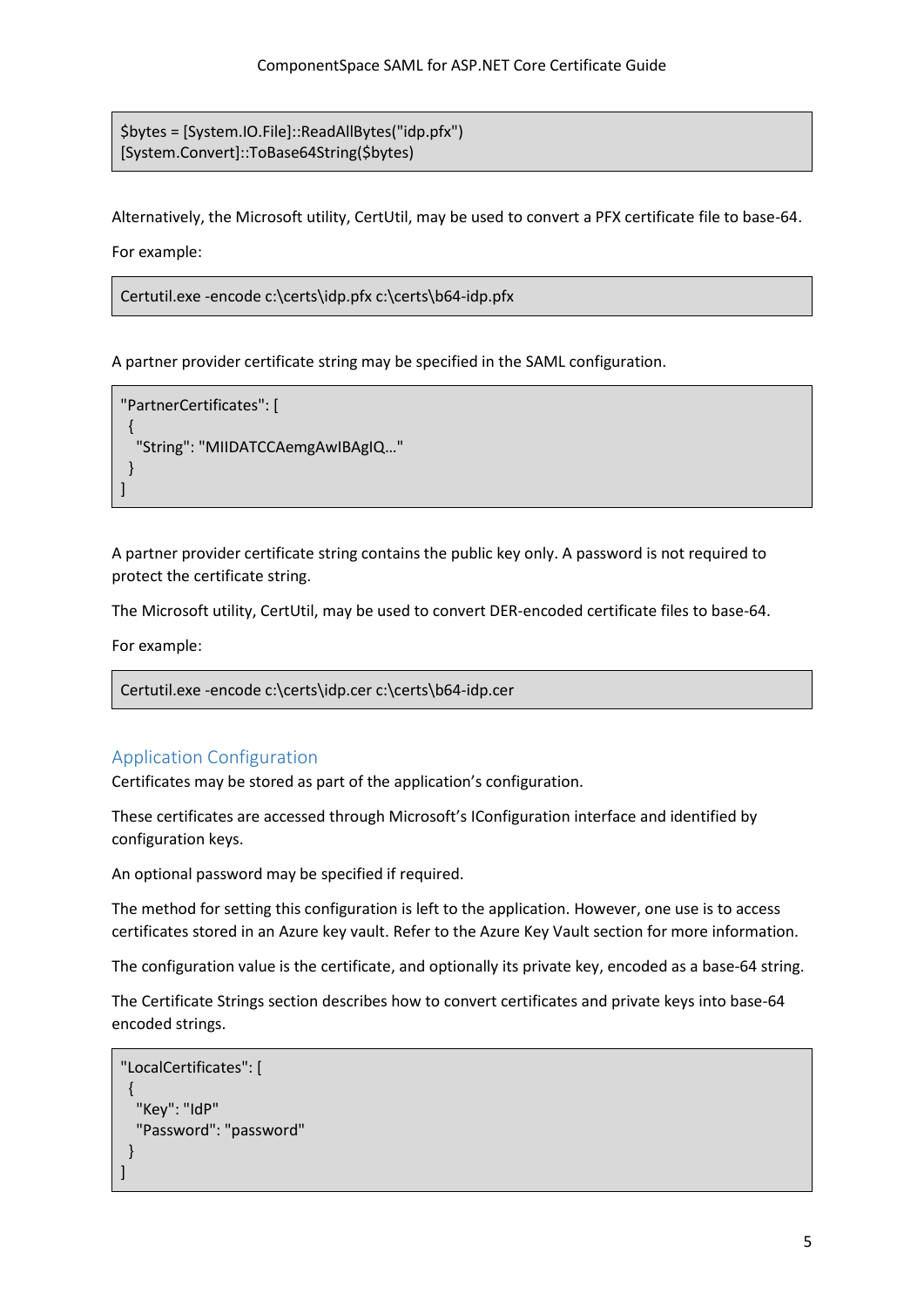```
$bytes = [System.IO.File]::ReadAllBytes("idp.pfx")
[System.Convert]::ToBase64String($bytes)
```

Alternatively, the Microsoft utility, CertUtil, may be used to convert a PFX certificate file to base-64.

For example:

```
Certutil.exe -encode c:\certs\idp.pfx c:\certs\b64-idp.pfx
```

A partner provider certificate string may be specified in the SAML configuration.

```
"PartnerCertificates": [
  {
    "String": "MIIDATCCAemgAwIBAgIQ…"
  }
]
```

A partner provider certificate string contains the public key only. A password is not required to protect the certificate string.

The Microsoft utility, CertUtil, may be used to convert DER-encoded certificate files to base-64.

For example:

```
Certutil.exe -encode c:\certs\idp.cer c:\certs\b64-idp.cer
```

## Application Configuration

Certificates may be stored as part of the application's configuration.

These certificates are accessed through Microsoft's IConfiguration interface and identified by configuration keys.

An optional password may be specified if required.

The method for setting this configuration is left to the application. However, one use is to access certificates stored in an Azure key vault. Refer to the Azure Key Vault section for more information.

The configuration value is the certificate, and optionally its private key, encoded as a base-64 string.

The Certificate Strings section describes how to convert certificates and private keys into base-64 encoded strings.

```
"LocalCertificates": [
  {
    "Key": "IdP"
    "Password": "password"
  }
]
```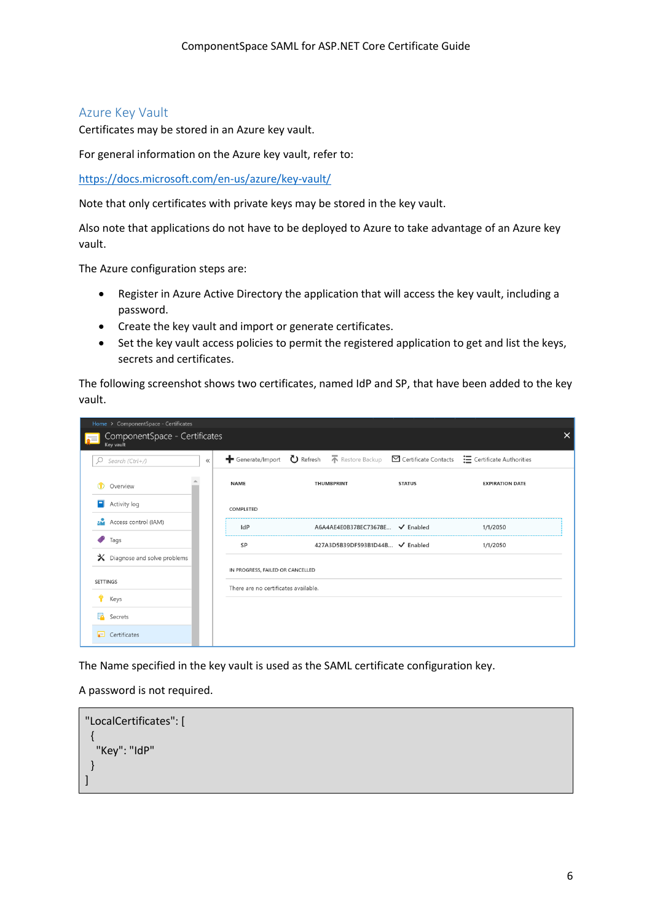## Azure Key Vault

Certificates may be stored in an Azure key vault.

For general information on the Azure key vault, refer to:

https://docs.microsoft.com/en-us/azure/key-vault/

Note that only certificates with private keys may be stored in the key vault.

Also note that applications do not have to be deployed to Azure to take advantage of an Azure key vault.

The Azure configuration steps are:

- Register in Azure Active Directory the application that will access the key vault, including a password.
- Create the key vault and import or generate certificates.
- Set the key vault access policies to permit the registered application to get and list the keys, secrets and certificates.

The following screenshot shows two certificates, named IdP and SP, that have been added to the key vault.

The Name specified in the key vault is used as the SAML certificate configuration key.

A password is not required.

```
"LocalCertificates": [
  {
    "Key": "IdP"
  }
]
```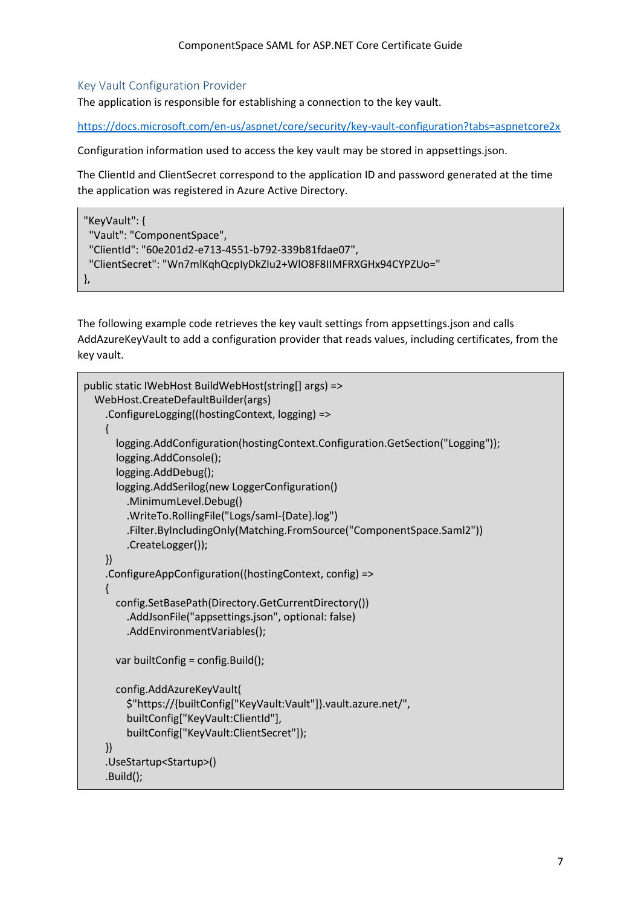## Key Vault Configuration Provider

The application is responsible for establishing a connection to the key vault.

https://docs.microsoft.com/en-us/aspnet/core/security/key-vault-configuration?tabs=aspnetcore2x

Configuration information used to access the key vault may be stored in appsettings.json.

The ClientId and ClientSecret correspond to the application ID and password generated at the time the application was registered in Azure Active Directory.

```
"KeyVault": {
  "Vault": "ComponentSpace",
  "ClientId": "60e201d2-e713-4551-b792-339b81fdae07",
  "ClientSecret": "Wn7mlKqhQcplyDkZlu2+WlO8F8IIMFRXGHx94CYPZUo="
},
```

The following example code retrieves the key vault settings from appsettings.json and calls AddAzureKeyVault to add a configuration provider that reads values, including certificates, from the key vault.

```
public static IWebHost BuildWebHost(string[] args) =>
    WebHost.CreateDefaultBuilder(args)
        .ConfigureLogging((hostingContext, logging) =>
        {
            logging.AddConfiguration(hostingContext.Configuration.GetSection("Logging"));
            logging.AddConsole();
            logging.AddDebug();
            logging.AddSerilog(new LoggerConfiguration()
                .MinimumLevel.Debug()
                .WriteTo.RollingFile("Logs/saml-{Date}.log")
                .Filter.ByIncludingOnly(Matching.FromSource("ComponentSpace.Saml2"))
                .CreateLogger());
        })
        .ConfigureAppConfiguration((hostingContext, config) =>
        {
            config.SetBasePath(Directory.GetCurrentDirectory())
                .AddJsonFile("appsettings.json", optional: false)
                .AddEnvironmentVariables();

            var builtConfig = config.Build();

            config.AddAzureKeyVault(
                $"https://{builtConfig["KeyVault:Vault"]}.vault.azure.net/",
                builtConfig["KeyVault:ClientId"],
                builtConfig["KeyVault:ClientSecret"]);
        })
        .UseStartup<Startup>()
        .Build();
```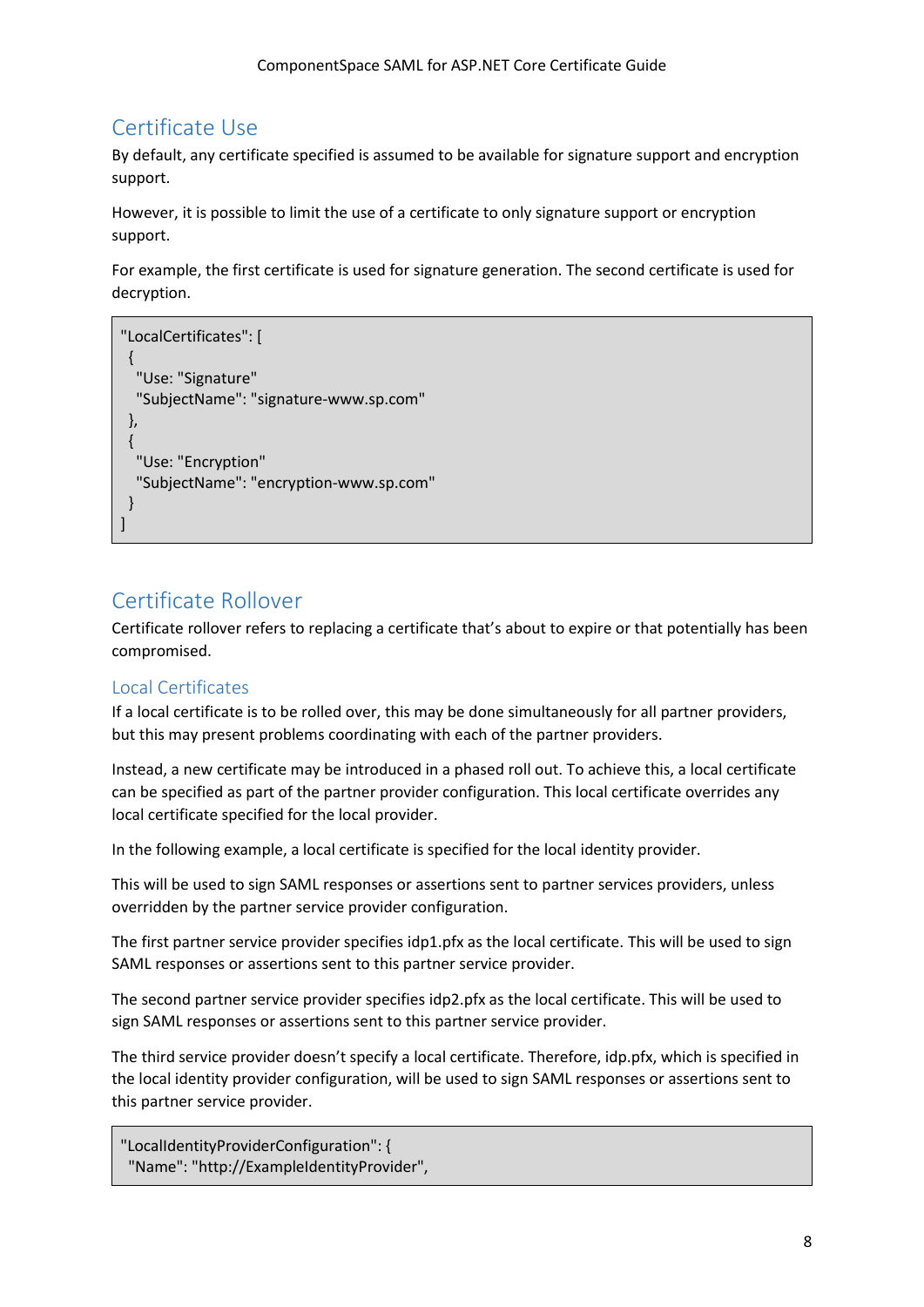## Certificate Use

By default, any certificate specified is assumed to be available for signature support and encryption support.

However, it is possible to limit the use of a certificate to only signature support or encryption support.

For example, the first certificate is used for signature generation. The second certificate is used for decryption.

```
"LocalCertificates": [
 {
  "Use: "Signature"
  "SubjectName": "signature-www.sp.com"
 },
 {
  "Use: "Encryption"
  "SubjectName": "encryption-www.sp.com"
 }
]
```

## Certificate Rollover

Certificate rollover refers to replacing a certificate that's about to expire or that potentially has been compromised.

### Local Certificates

If a local certificate is to be rolled over, this may be done simultaneously for all partner providers, but this may present problems coordinating with each of the partner providers.

Instead, a new certificate may be introduced in a phased roll out. To achieve this, a local certificate can be specified as part of the partner provider configuration. This local certificate overrides any local certificate specified for the local provider.

In the following example, a local certificate is specified for the local identity provider.

This will be used to sign SAML responses or assertions sent to partner services providers, unless overridden by the partner service provider configuration.

The first partner service provider specifies idp1.pfx as the local certificate. This will be used to sign SAML responses or assertions sent to this partner service provider.

The second partner service provider specifies idp2.pfx as the local certificate. This will be used to sign SAML responses or assertions sent to this partner service provider.

The third service provider doesn't specify a local certificate. Therefore, idp.pfx, which is specified in the local identity provider configuration, will be used to sign SAML responses or assertions sent to this partner service provider.

```
"LocalIdentityProviderConfiguration": {
 "Name": "http://ExampleIdentityProvider",
```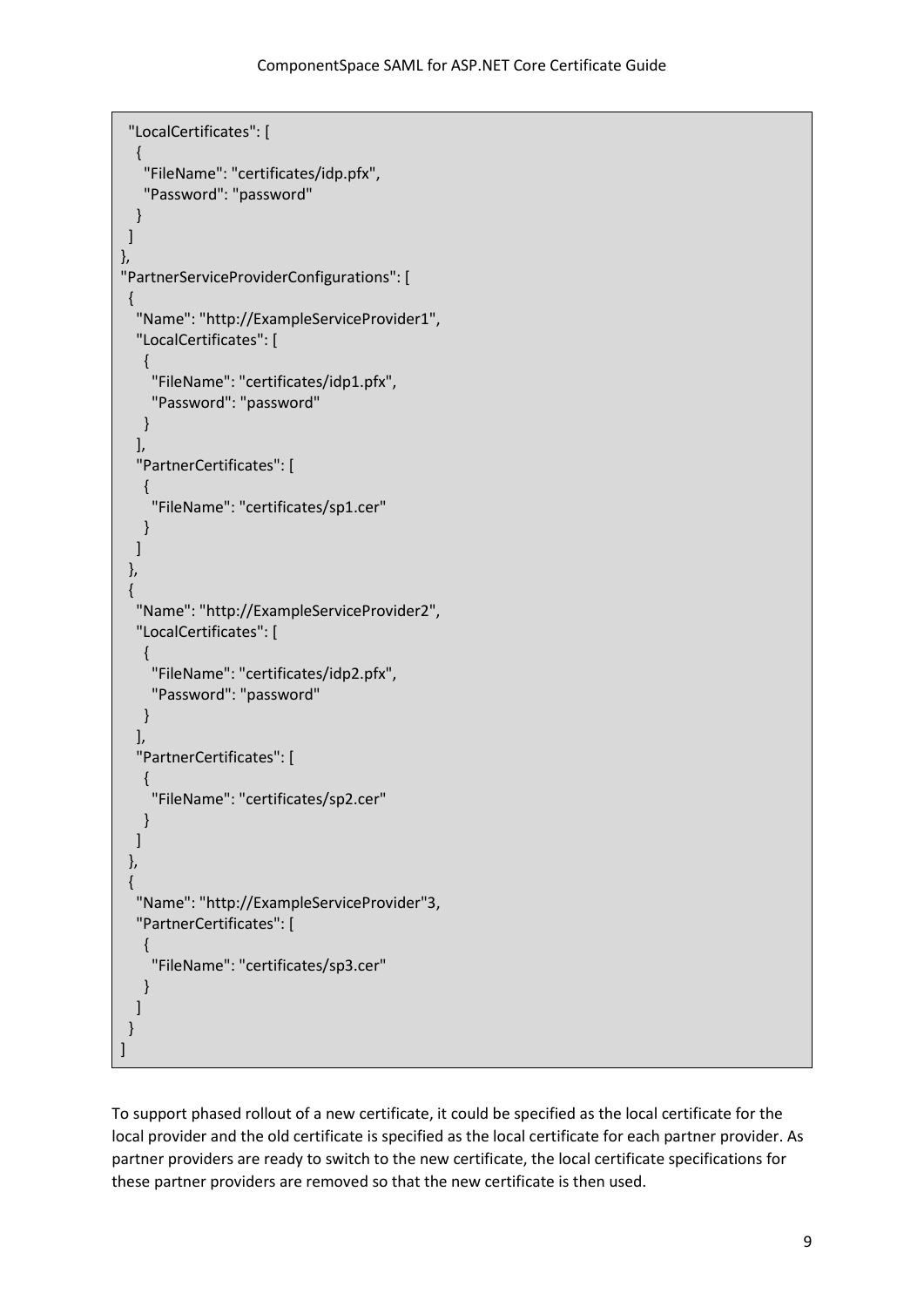```
  "LocalCertificates": [
   {
    "FileName": "certificates/idp.pfx",
    "Password": "password"
   }
  ]
},
"PartnerServiceProviderConfigurations": [
 {
   "Name": "http://ExampleServiceProvider1",
   "LocalCertificates": [
    {
     "FileName": "certificates/idp1.pfx",
     "Password": "password"
    }
   ],
   "PartnerCertificates": [
    {
     "FileName": "certificates/sp1.cer"
    }
   ]
 },
 {
   "Name": "http://ExampleServiceProvider2",
   "LocalCertificates": [
    {
     "FileName": "certificates/idp2.pfx",
     "Password": "password"
    }
   ],
   "PartnerCertificates": [
    {
     "FileName": "certificates/sp2.cer"
    }
   ]
 },
 {
   "Name": "http://ExampleServiceProvider"3,
   "PartnerCertificates": [
    {
     "FileName": "certificates/sp3.cer"
    }
   ]
 }
]
```

To support phased rollout of a new certificate, it could be specified as the local certificate for the local provider and the old certificate is specified as the local certificate for each partner provider. As partner providers are ready to switch to the new certificate, the local certificate specifications for these partner providers are removed so that the new certificate is then used.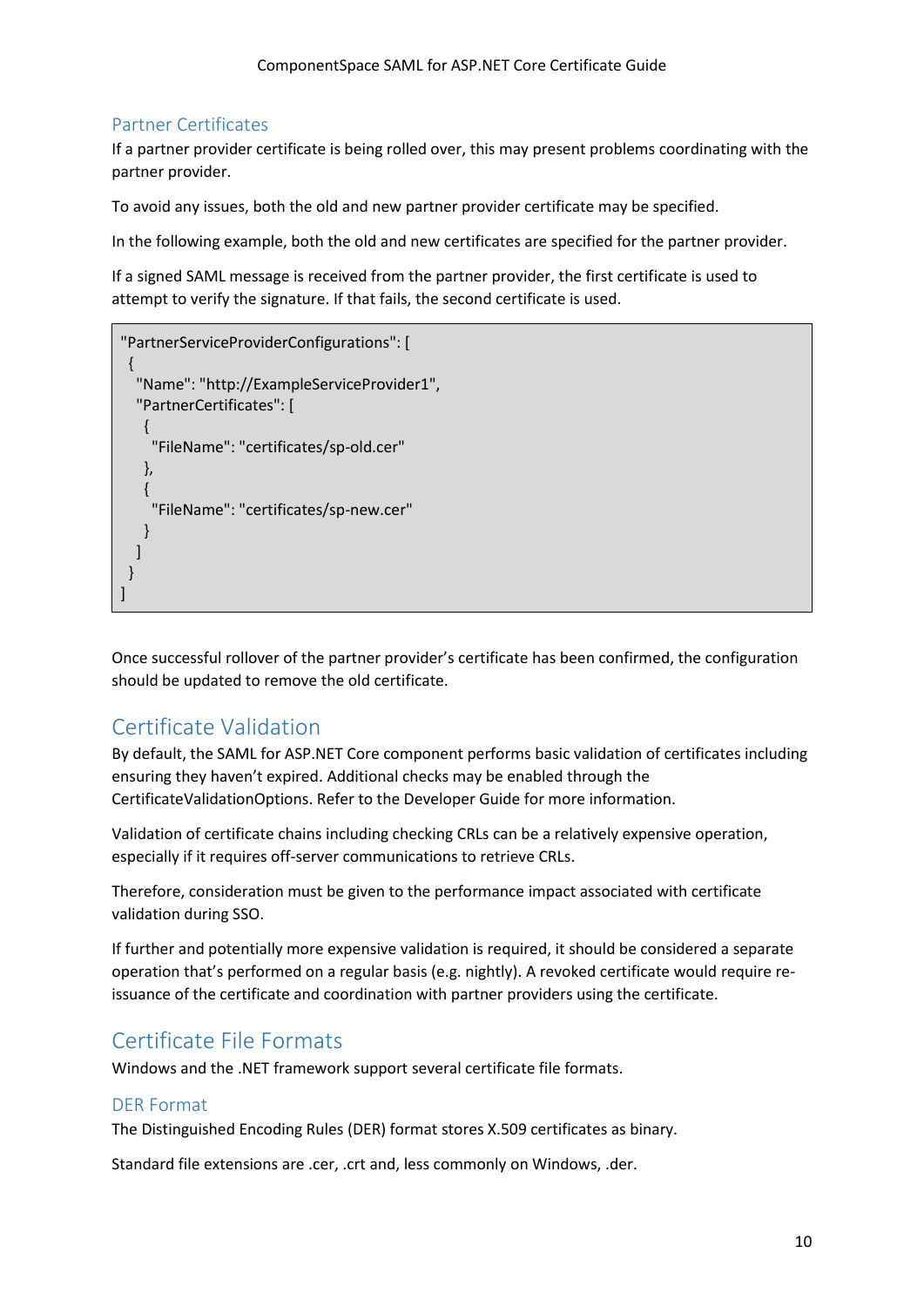### Partner Certificates

If a partner provider certificate is being rolled over, this may present problems coordinating with the partner provider.

To avoid any issues, both the old and new partner provider certificate may be specified.

In the following example, both the old and new certificates are specified for the partner provider.

If a signed SAML message is received from the partner provider, the first certificate is used to attempt to verify the signature. If that fails, the second certificate is used.

```
"PartnerServiceProviderConfigurations": [
  {
    "Name": "http://ExampleServiceProvider1",
    "PartnerCertificates": [
      {
        "FileName": "certificates/sp-old.cer"
      },
      {
        "FileName": "certificates/sp-new.cer"
      }
    ]
  }
]
```

Once successful rollover of the partner provider's certificate has been confirmed, the configuration should be updated to remove the old certificate.

## Certificate Validation

By default, the SAML for ASP.NET Core component performs basic validation of certificates including ensuring they haven't expired. Additional checks may be enabled through the CertificateValidationOptions. Refer to the Developer Guide for more information.

Validation of certificate chains including checking CRLs can be a relatively expensive operation, especially if it requires off-server communications to retrieve CRLs.

Therefore, consideration must be given to the performance impact associated with certificate validation during SSO.

If further and potentially more expensive validation is required, it should be considered a separate operation that's performed on a regular basis (e.g. nightly). A revoked certificate would require re-issuance of the certificate and coordination with partner providers using the certificate.

## Certificate File Formats

Windows and the .NET framework support several certificate file formats.

### DER Format

The Distinguished Encoding Rules (DER) format stores X.509 certificates as binary.

Standard file extensions are .cer, .crt and, less commonly on Windows, .der.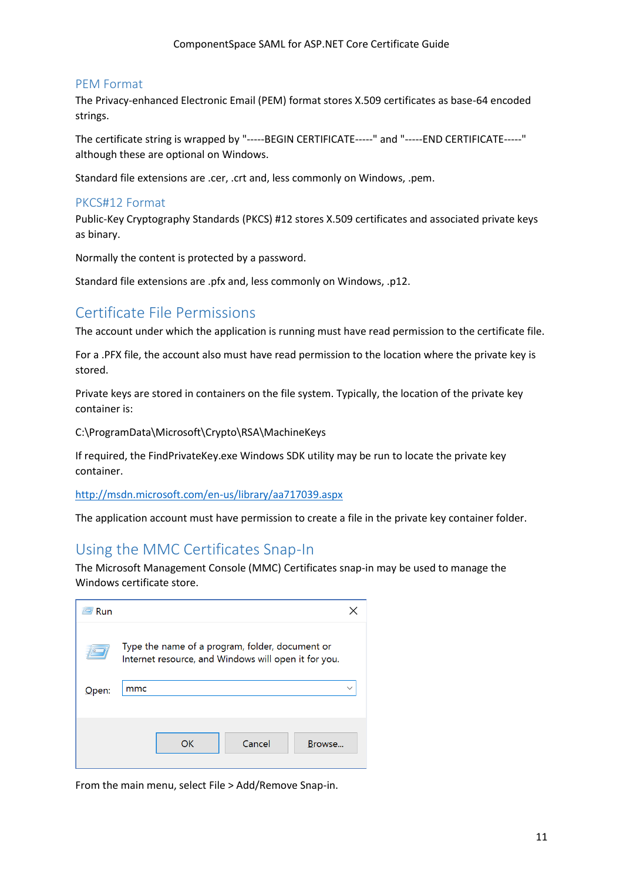### PEM Format

The Privacy-enhanced Electronic Email (PEM) format stores X.509 certificates as base-64 encoded strings.

The certificate string is wrapped by "-----BEGIN CERTIFICATE-----" and "-----END CERTIFICATE-----" although these are optional on Windows.

Standard file extensions are .cer, .crt and, less commonly on Windows, .pem.

### PKCS#12 Format

Public-Key Cryptography Standards (PKCS) #12 stores X.509 certificates and associated private keys as binary.

Normally the content is protected by a password.

Standard file extensions are .pfx and, less commonly on Windows, .p12.

## Certificate File Permissions

The account under which the application is running must have read permission to the certificate file.

For a .PFX file, the account also must have read permission to the location where the private key is stored.

Private keys are stored in containers on the file system. Typically, the location of the private key container is:

C:\ProgramData\Microsoft\Crypto\RSA\MachineKeys

If required, the FindPrivateKey.exe Windows SDK utility may be run to locate the private key container.

http://msdn.microsoft.com/en-us/library/aa717039.aspx

The application account must have permission to create a file in the private key container folder.

## Using the MMC Certificates Snap-In

The Microsoft Management Console (MMC) Certificates snap-in may be used to manage the Windows certificate store.

From the main menu, select File > Add/Remove Snap-in.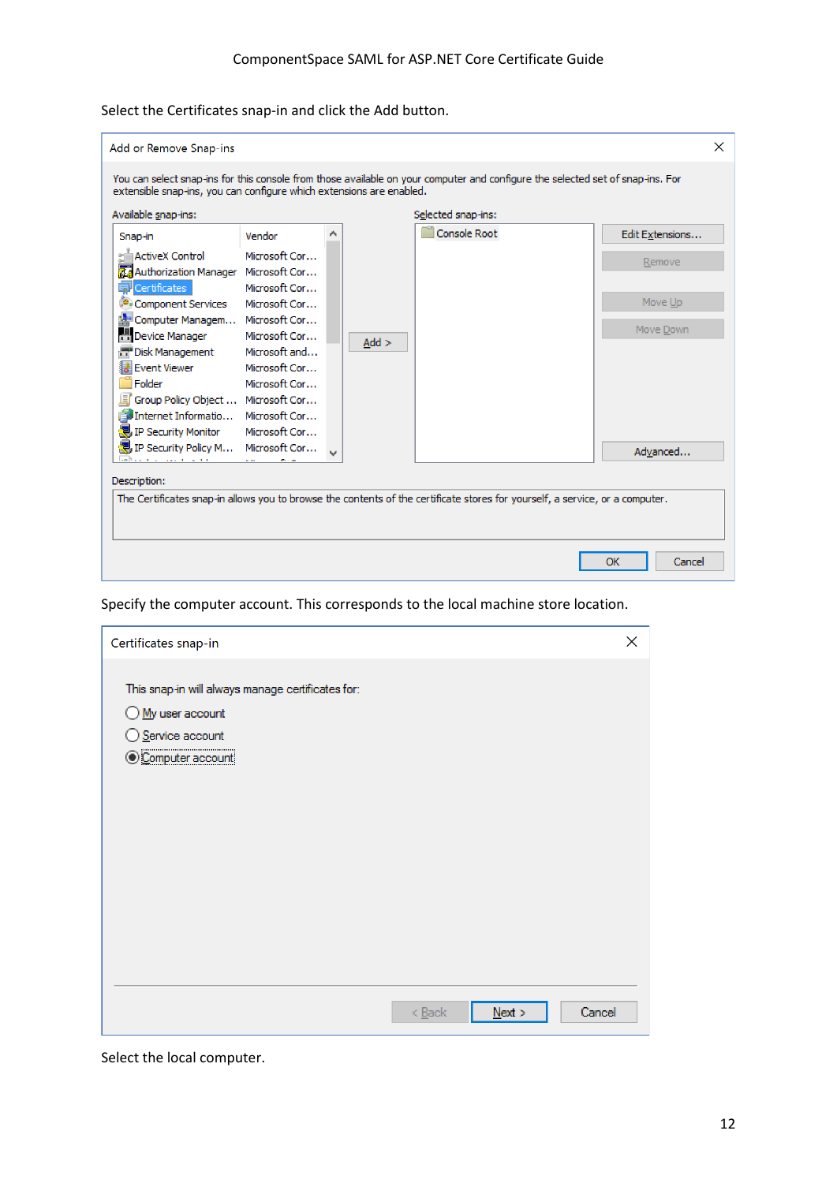Select the Certificates snap-in and click the Add button.

Specify the computer account. This corresponds to the local machine store location.

Select the local computer.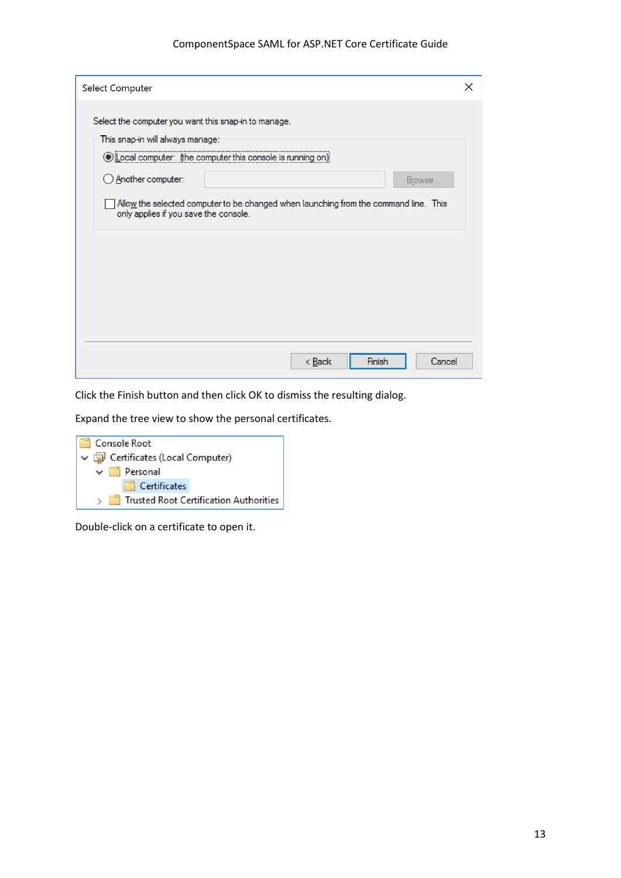Click the Finish button and then click OK to dismiss the resulting dialog.

Expand the tree view to show the personal certificates.

Double-click on a certificate to open it.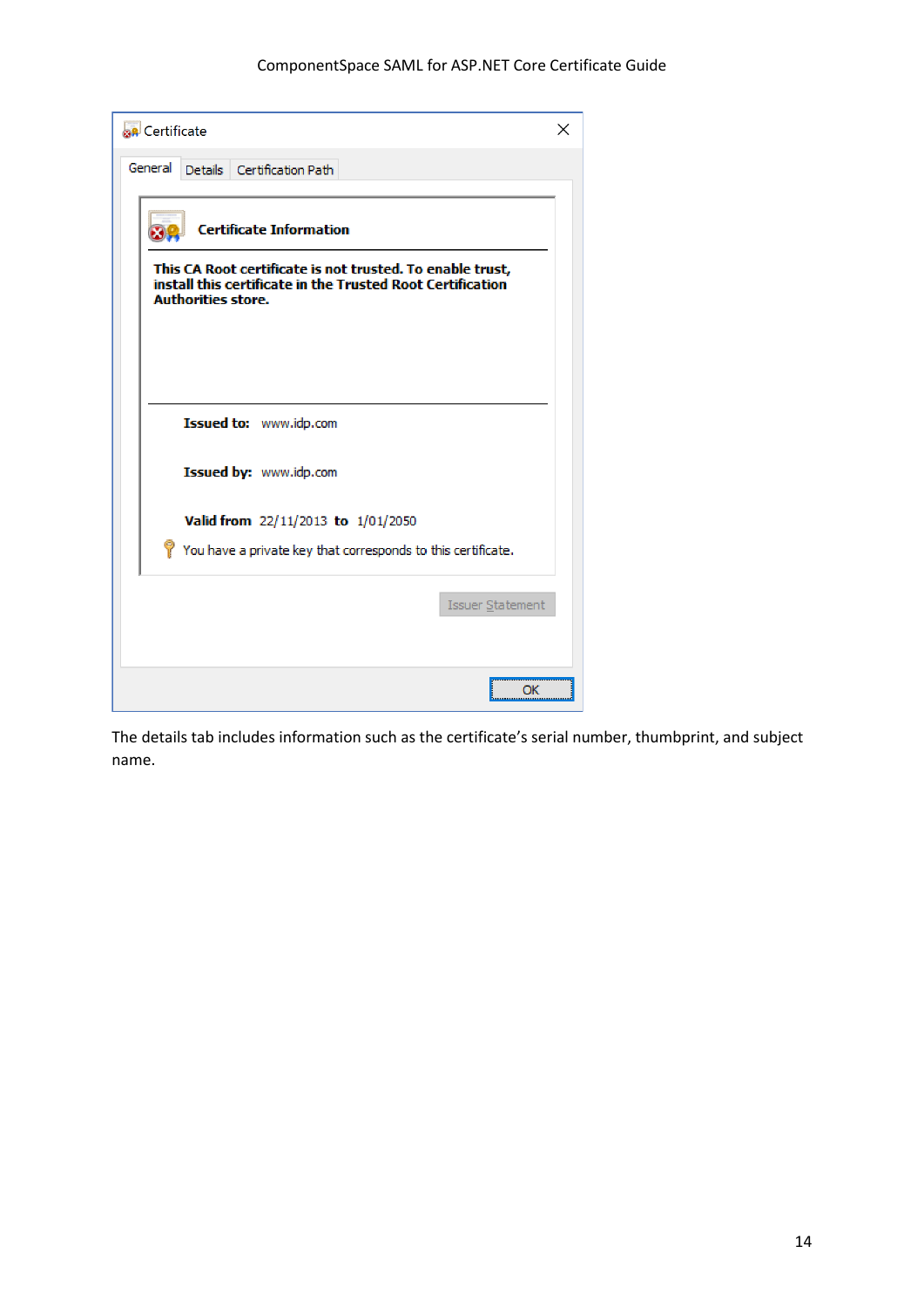The details tab includes information such as the certificate's serial number, thumbprint, and subject name.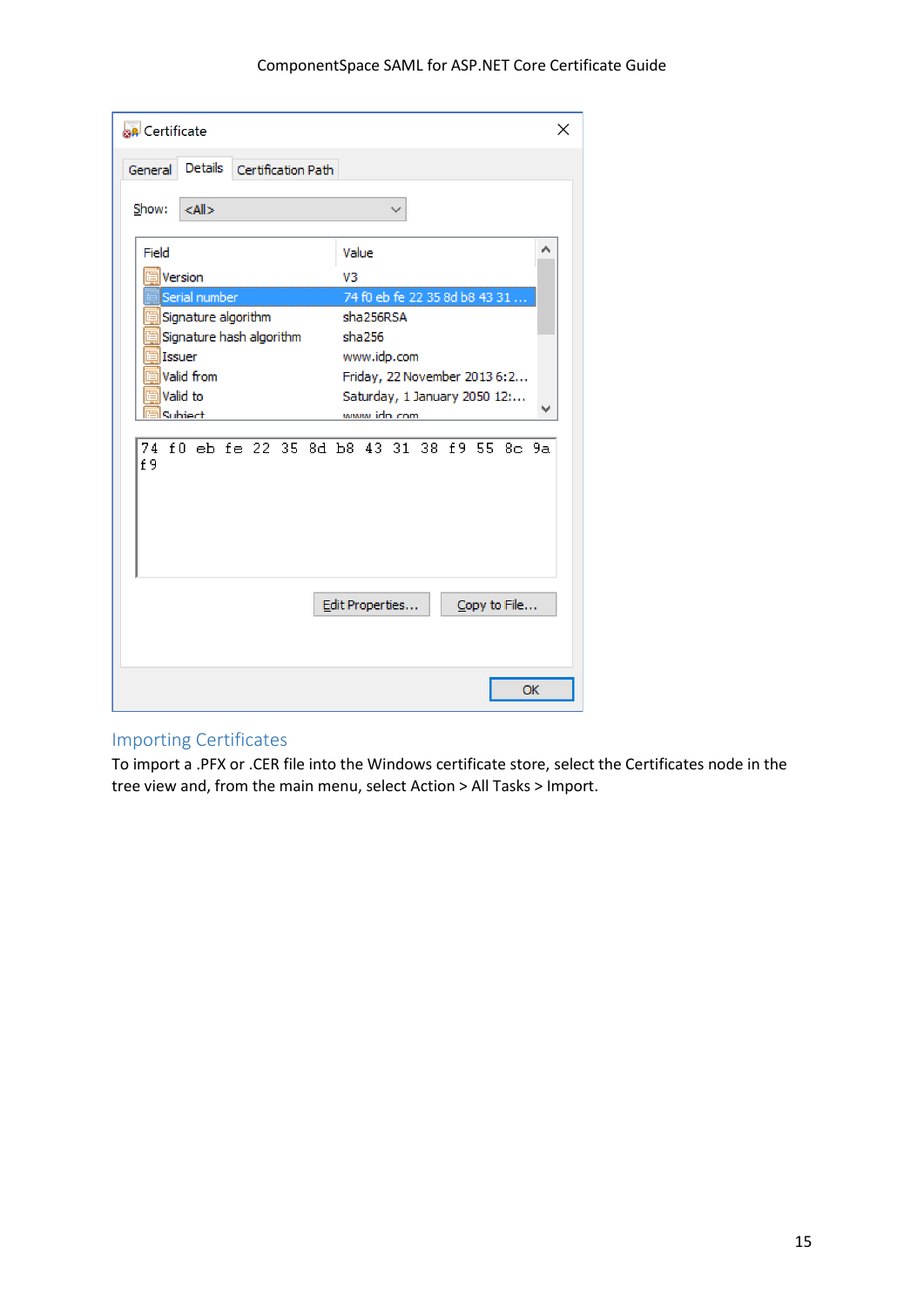## Importing Certificates

To import a .PFX or .CER file into the Windows certificate store, select the Certificates node in the tree view and, from the main menu, select Action > All Tasks > Import.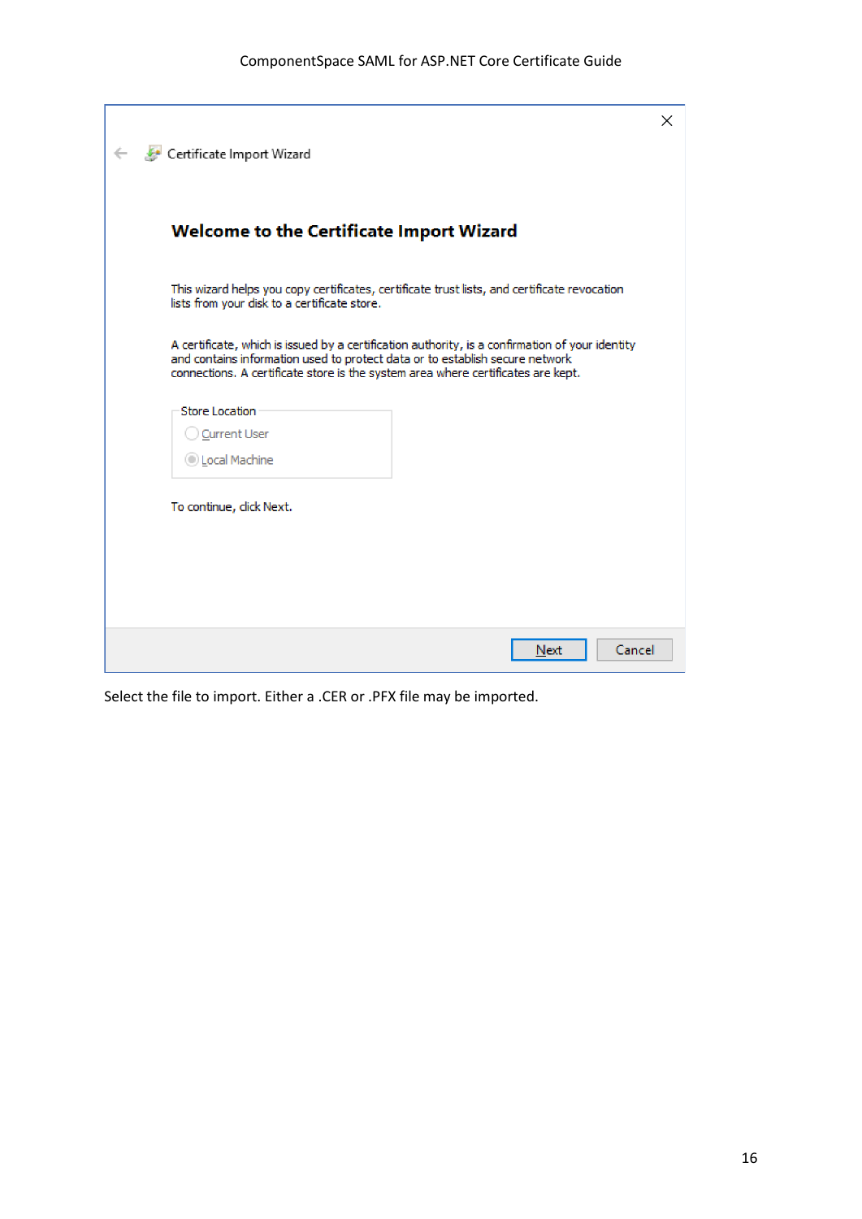Certificate Import Wizard

**Welcome to the Certificate Import Wizard**

This wizard helps you copy certificates, certificate trust lists, and certificate revocation lists from your disk to a certificate store.

A certificate, which is issued by a certification authority, is a confirmation of your identity and contains information used to protect data or to establish secure network connections. A certificate store is the system area where certificates are kept.

Store Location

- Current User
- Local Machine

To continue, click Next.

Next    Cancel

Select the file to import. Either a .CER or .PFX file may be imported.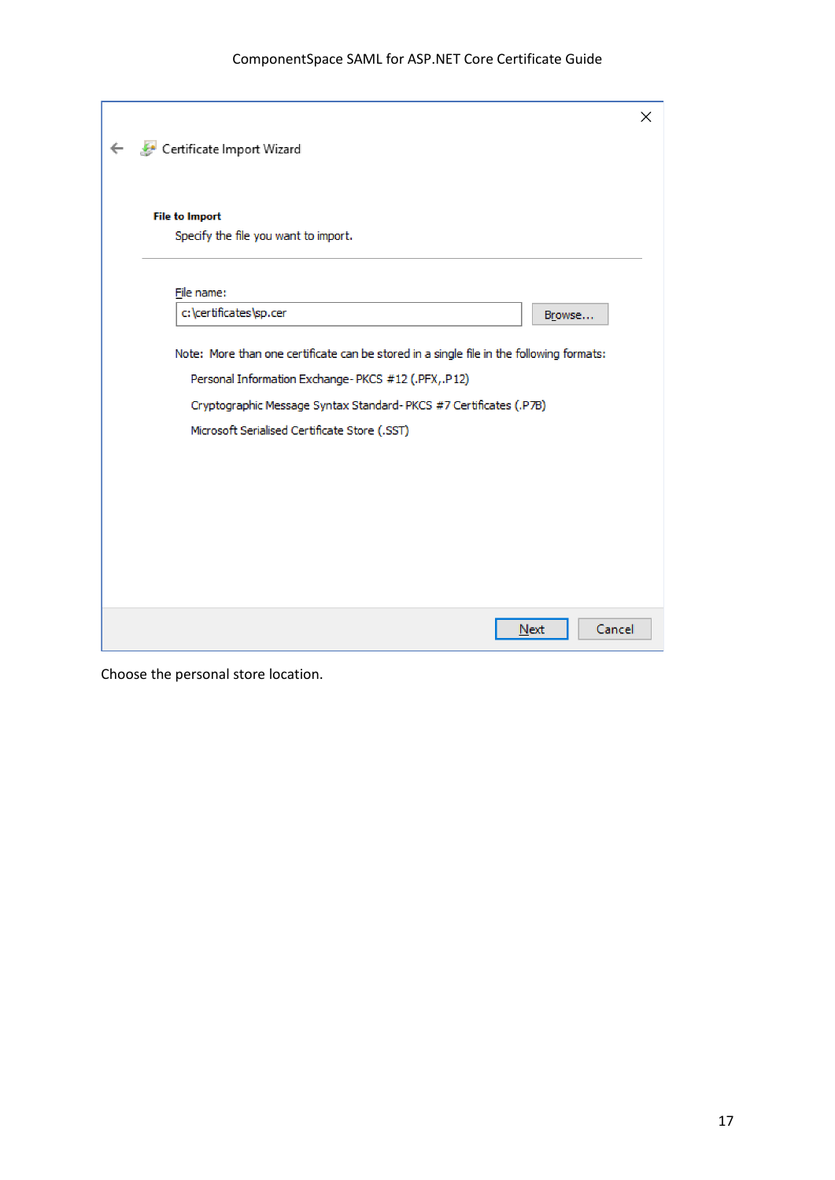Choose the personal store location.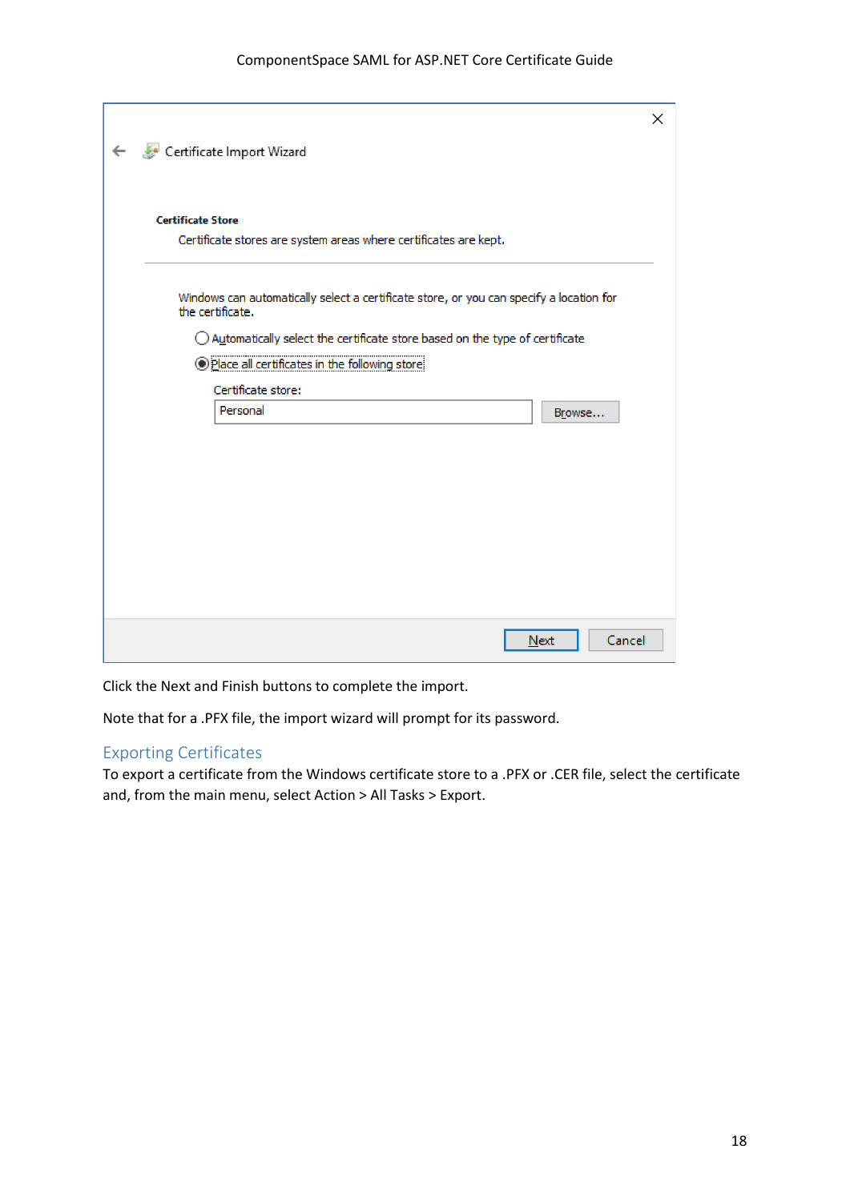Click the Next and Finish buttons to complete the import.

Note that for a .PFX file, the import wizard will prompt for its password.

## Exporting Certificates

To export a certificate from the Windows certificate store to a .PFX or .CER file, select the certificate and, from the main menu, select Action > All Tasks > Export.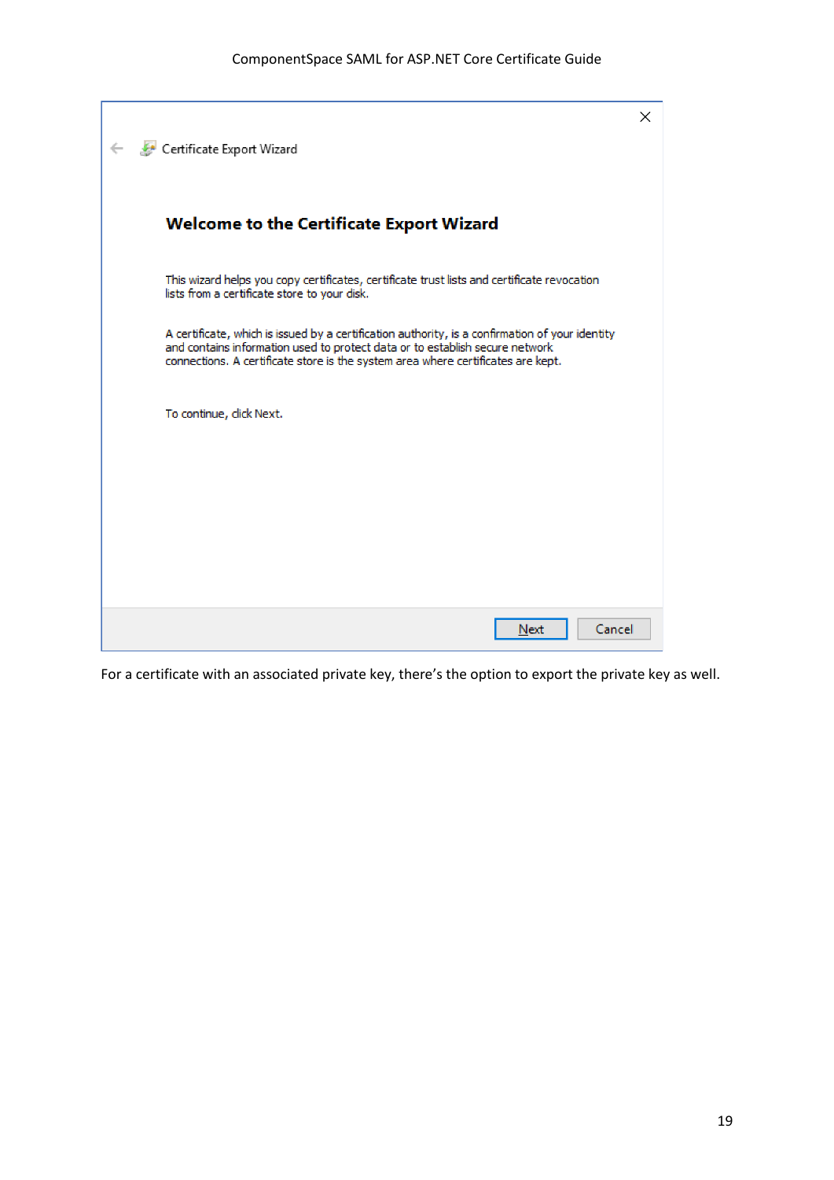Certificate Export Wizard

**Welcome to the Certificate Export Wizard**

This wizard helps you copy certificates, certificate trust lists and certificate revocation lists from a certificate store to your disk.

A certificate, which is issued by a certification authority, is a confirmation of your identity and contains information used to protect data or to establish secure network connections. A certificate store is the system area where certificates are kept.

To continue, click Next.

Next Cancel

For a certificate with an associated private key, there's the option to export the private key as well.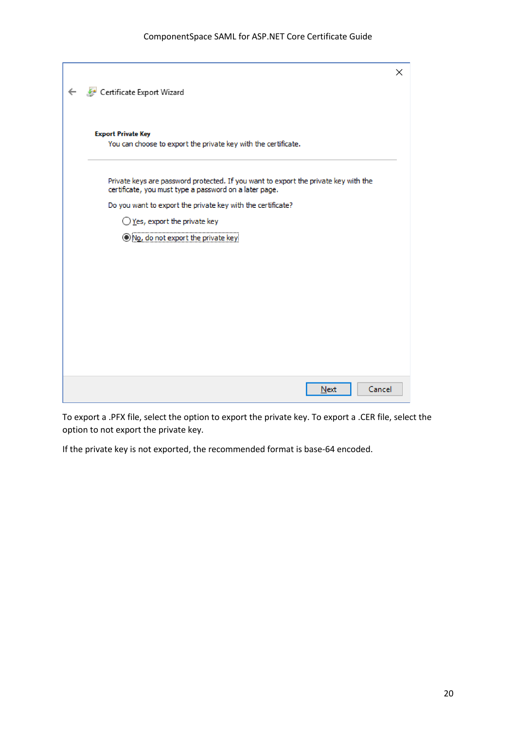To export a .PFX file, select the option to export the private key. To export a .CER file, select the option to not export the private key.

If the private key is not exported, the recommended format is base-64 encoded.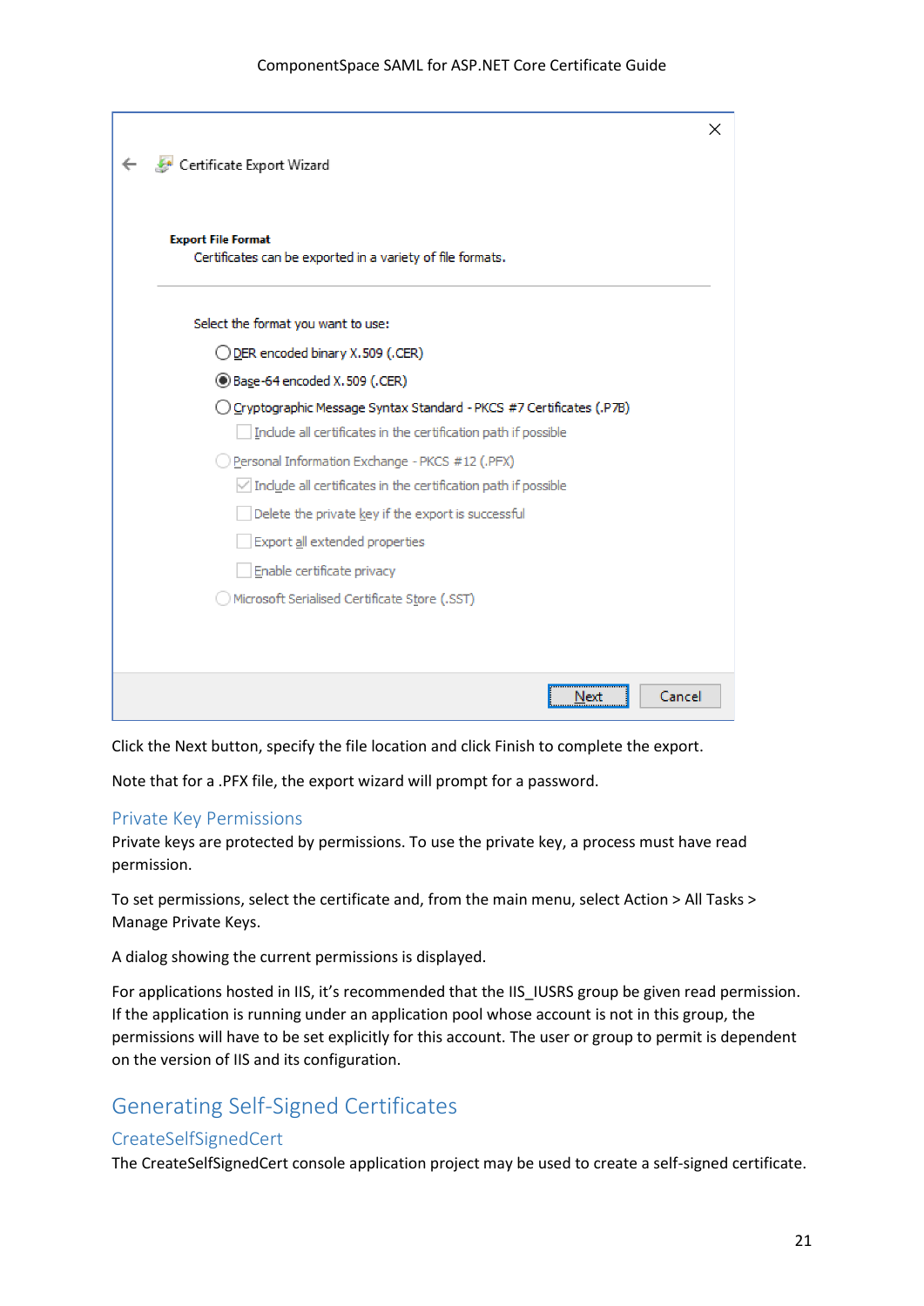Click the Next button, specify the file location and click Finish to complete the export.

Note that for a .PFX file, the export wizard will prompt for a password.

### Private Key Permissions

Private keys are protected by permissions. To use the private key, a process must have read permission.

To set permissions, select the certificate and, from the main menu, select Action > All Tasks > Manage Private Keys.

A dialog showing the current permissions is displayed.

For applications hosted in IIS, it's recommended that the IIS_IUSRS group be given read permission. If the application is running under an application pool whose account is not in this group, the permissions will have to be set explicitly for this account. The user or group to permit is dependent on the version of IIS and its configuration.

## Generating Self-Signed Certificates

### CreateSelfSignedCert

The CreateSelfSignedCert console application project may be used to create a self-signed certificate.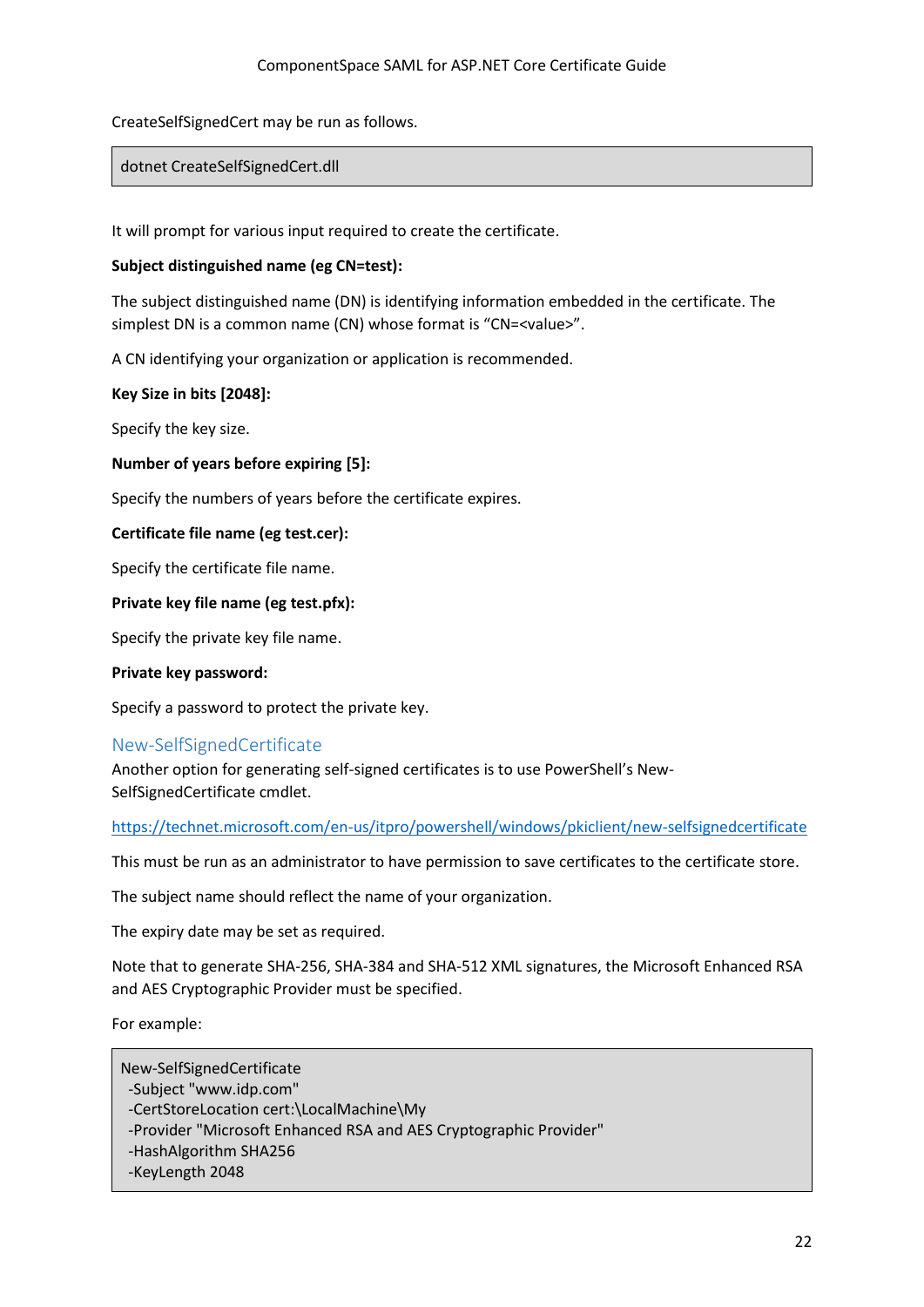CreateSelfSignedCert may be run as follows.

```
dotnet CreateSelfSignedCert.dll
```

It will prompt for various input required to create the certificate.

**Subject distinguished name (eg CN=test):**

The subject distinguished name (DN) is identifying information embedded in the certificate. The simplest DN is a common name (CN) whose format is "CN=<value>".

A CN identifying your organization or application is recommended.

**Key Size in bits [2048]:**

Specify the key size.

**Number of years before expiring [5]:**

Specify the numbers of years before the certificate expires.

**Certificate file name (eg test.cer):**

Specify the certificate file name.

**Private key file name (eg test.pfx):**

Specify the private key file name.

**Private key password:**

Specify a password to protect the private key.

## New-SelfSignedCertificate

Another option for generating self-signed certificates is to use PowerShell's New-SelfSignedCertificate cmdlet.

https://technet.microsoft.com/en-us/itpro/powershell/windows/pkiclient/new-selfsignedcertificate

This must be run as an administrator to have permission to save certificates to the certificate store.

The subject name should reflect the name of your organization.

The expiry date may be set as required.

Note that to generate SHA-256, SHA-384 and SHA-512 XML signatures, the Microsoft Enhanced RSA and AES Cryptographic Provider must be specified.

For example:

```
New-SelfSignedCertificate
 -Subject "www.idp.com"
 -CertStoreLocation cert:\LocalMachine\My
 -Provider "Microsoft Enhanced RSA and AES Cryptographic Provider"
 -HashAlgorithm SHA256
 -KeyLength 2048
```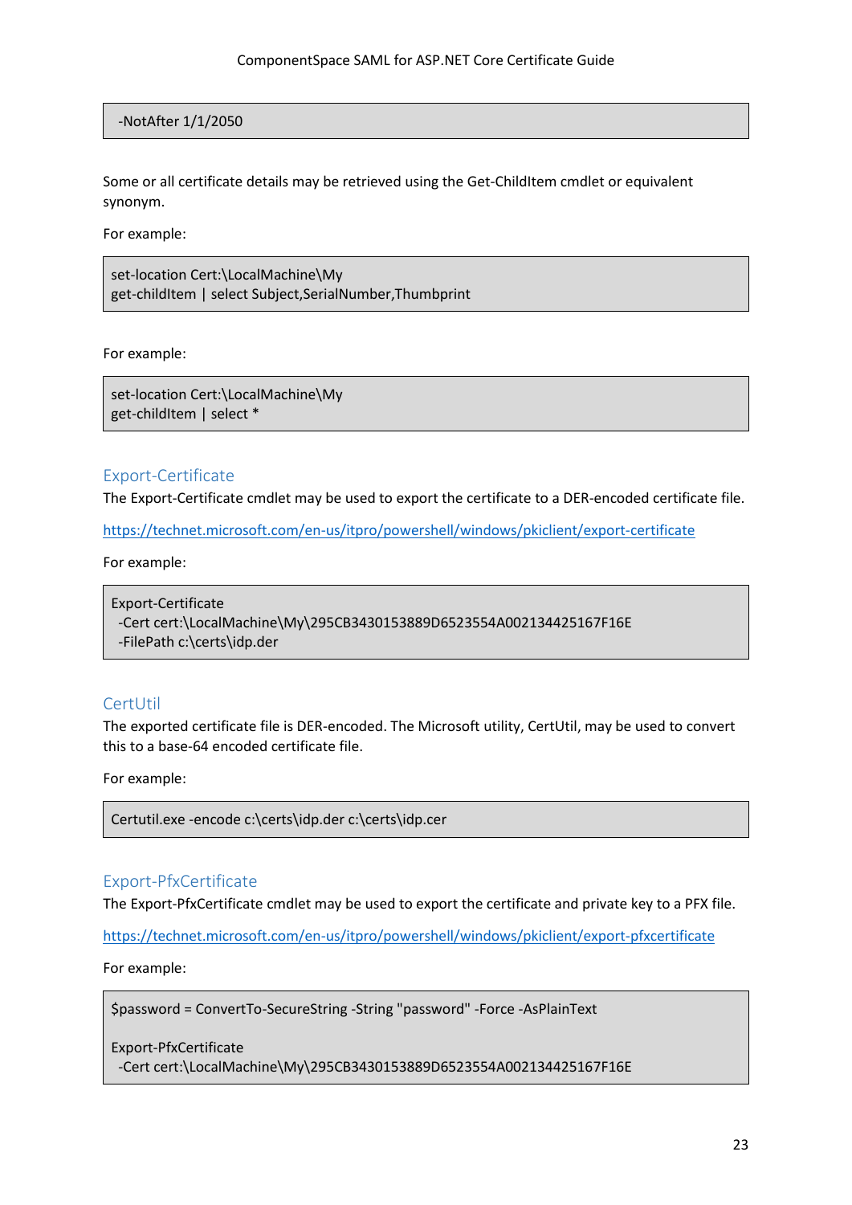```
-NotAfter 1/1/2050
```

Some or all certificate details may be retrieved using the Get-ChildItem cmdlet or equivalent synonym.

For example:

```
set-location Cert:\LocalMachine\My
get-childItem | select Subject,SerialNumber,Thumbprint
```

For example:

```
set-location Cert:\LocalMachine\My
get-childItem | select *
```

## Export-Certificate

The Export-Certificate cmdlet may be used to export the certificate to a DER-encoded certificate file.

https://technet.microsoft.com/en-us/itpro/powershell/windows/pkiclient/export-certificate

For example:

```
Export-Certificate
 -Cert cert:\LocalMachine\My\295CB3430153889D6523554A002134425167F16E
 -FilePath c:\certs\idp.der
```

## CertUtil

The exported certificate file is DER-encoded. The Microsoft utility, CertUtil, may be used to convert this to a base-64 encoded certificate file.

For example:

```
Certutil.exe -encode c:\certs\idp.der c:\certs\idp.cer
```

## Export-PfxCertificate

The Export-PfxCertificate cmdlet may be used to export the certificate and private key to a PFX file.

https://technet.microsoft.com/en-us/itpro/powershell/windows/pkiclient/export-pfxcertificate

For example:

```
$password = ConvertTo-SecureString -String "password" -Force -AsPlainText

Export-PfxCertificate
 -Cert cert:\LocalMachine\My\295CB3430153889D6523554A002134425167F16E
```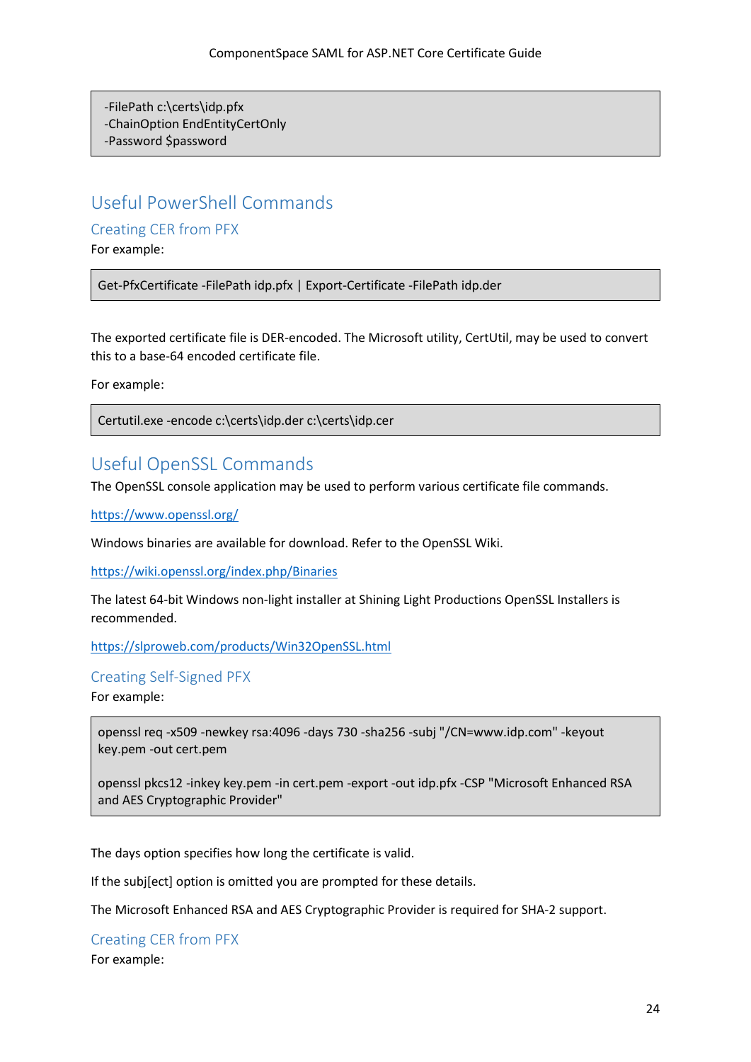```
-FilePath c:\certs\idp.pfx
-ChainOption EndEntityCertOnly
-Password $password
```

## Useful PowerShell Commands

### Creating CER from PFX

For example:

```
Get-PfxCertificate -FilePath idp.pfx | Export-Certificate -FilePath idp.der
```

The exported certificate file is DER-encoded. The Microsoft utility, CertUtil, may be used to convert this to a base-64 encoded certificate file.

For example:

```
Certutil.exe -encode c:\certs\idp.der c:\certs\idp.cer
```

## Useful OpenSSL Commands

The OpenSSL console application may be used to perform various certificate file commands.

https://www.openssl.org/

Windows binaries are available for download. Refer to the OpenSSL Wiki.

https://wiki.openssl.org/index.php/Binaries

The latest 64-bit Windows non-light installer at Shining Light Productions OpenSSL Installers is recommended.

https://slproweb.com/products/Win32OpenSSL.html

### Creating Self-Signed PFX

For example:

```
openssl req -x509 -newkey rsa:4096 -days 730 -sha256 -subj "/CN=www.idp.com" -keyout key.pem -out cert.pem

openssl pkcs12 -inkey key.pem -in cert.pem -export -out idp.pfx -CSP "Microsoft Enhanced RSA and AES Cryptographic Provider"
```

The days option specifies how long the certificate is valid.

If the subj[ect] option is omitted you are prompted for these details.

The Microsoft Enhanced RSA and AES Cryptographic Provider is required for SHA-2 support.

### Creating CER from PFX

For example: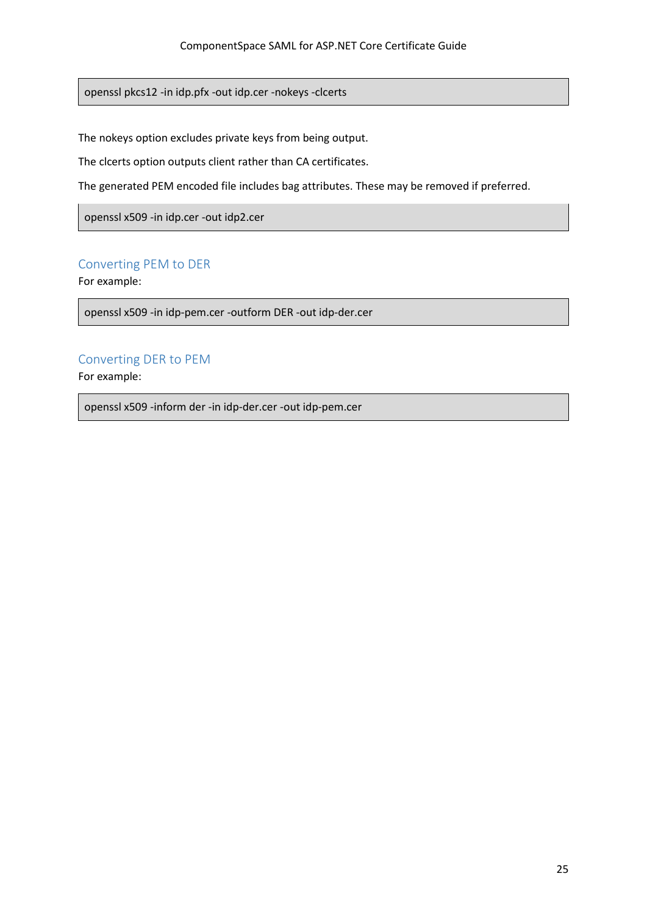```
openssl pkcs12 -in idp.pfx -out idp.cer -nokeys -clcerts
```

The nokeys option excludes private keys from being output.

The clcerts option outputs client rather than CA certificates.

The generated PEM encoded file includes bag attributes. These may be removed if preferred.

```
openssl x509 -in idp.cer -out idp2.cer
```

## Converting PEM to DER

For example:

```
openssl x509 -in idp-pem.cer -outform DER -out idp-der.cer
```

## Converting DER to PEM

For example:

```
openssl x509 -inform der -in idp-der.cer -out idp-pem.cer
```